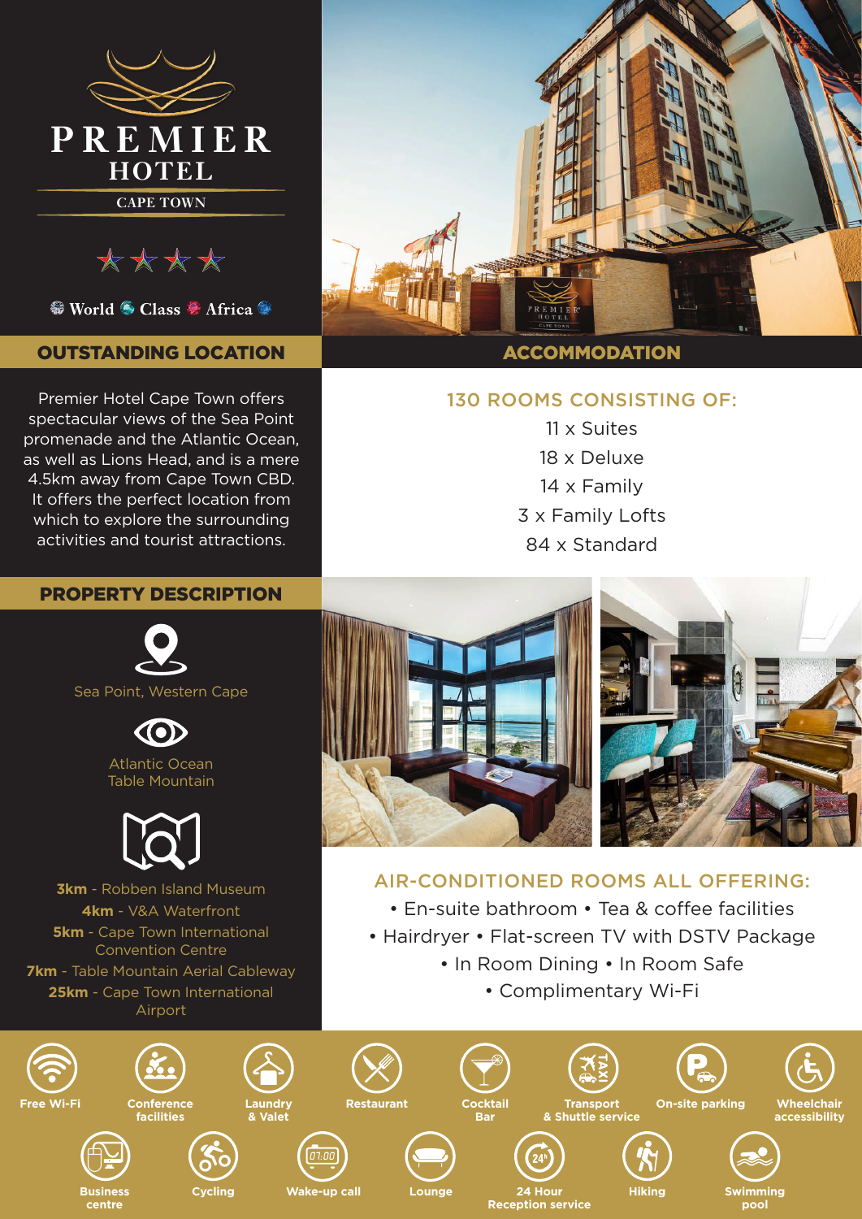# PREMIER HOTEL

CAPE TOWN

World Class Africa

## OUTSTANDING LOCATION

Premier Hotel Cape Town offers spectacular views of the Sea Point promenade and the Atlantic Ocean, as well as Lions Head, and is a mere 4.5km away from Cape Town CBD. It offers the perfect location from which to explore the surrounding activities and tourist attractions.

## ACCOMMODATION

### 130 ROOMS CONSISTING OF:

11 x Suites

18 x Deluxe

14 x Family

3 x Family Lofts

84 x Standard

## PROPERTY DESCRIPTION

Sea Point, Western Cape

Atlantic Ocean
Table Mountain

**3km** - Robben Island Museum

**4km** - V&A Waterfront

**5km** - Cape Town International Convention Centre

**7km** - Table Mountain Aerial Cableway

**25km** - Cape Town International Airport

### AIR-CONDITIONED ROOMS ALL OFFERING:

- En-suite bathroom
- Tea & coffee facilities
- Hairdryer
- Flat-screen TV with DSTV Package
- In Room Dining
- In Room Safe
- Complimentary Wi-Fi

Free Wi-Fi · Conference facilities · Laundry & Valet · Restaurant · Cocktail Bar · Transport & Shuttle service · On-site parking · Wheelchair accessibility · Business centre · Cycling · Wake-up call · Lounge · 24 Hour Reception service · Hiking · Swimming pool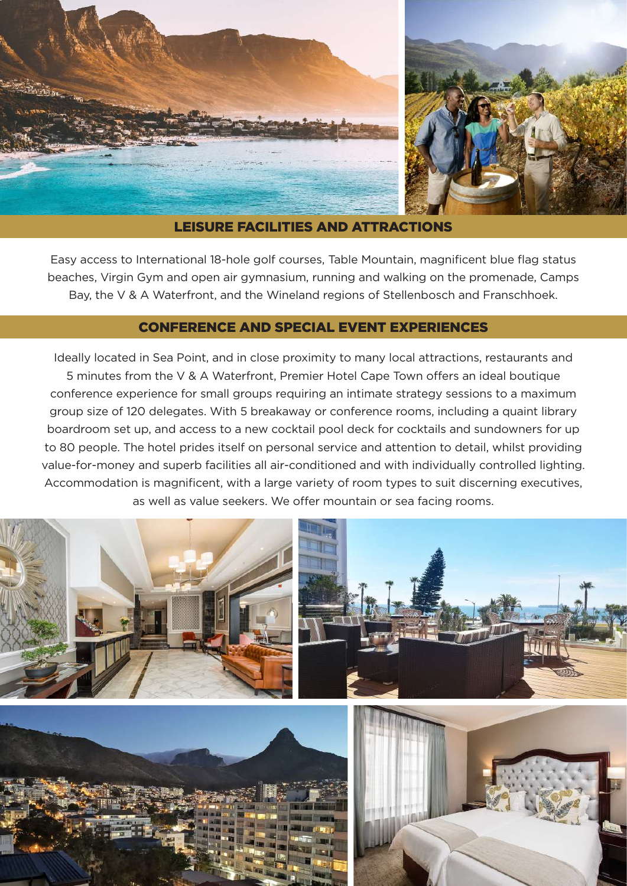## LEISURE FACILITIES AND ATTRACTIONS

Easy access to International 18-hole golf courses, Table Mountain, magnificent blue flag status beaches, Virgin Gym and open air gymnasium, running and walking on the promenade, Camps Bay, the V & A Waterfront, and the Wineland regions of Stellenbosch and Franschhoek.

## CONFERENCE AND SPECIAL EVENT EXPERIENCES

Ideally located in Sea Point, and in close proximity to many local attractions, restaurants and 5 minutes from the V & A Waterfront, Premier Hotel Cape Town offers an ideal boutique conference experience for small groups requiring an intimate strategy sessions to a maximum group size of 120 delegates. With 5 breakaway or conference rooms, including a quaint library boardroom set up, and access to a new cocktail pool deck for cocktails and sundowners for up to 80 people. The hotel prides itself on personal service and attention to detail, whilst providing value-for-money and superb facilities all air-conditioned and with individually controlled lighting. Accommodation is magnificent, with a large variety of room types to suit discerning executives, as well as value seekers. We offer mountain or sea facing rooms.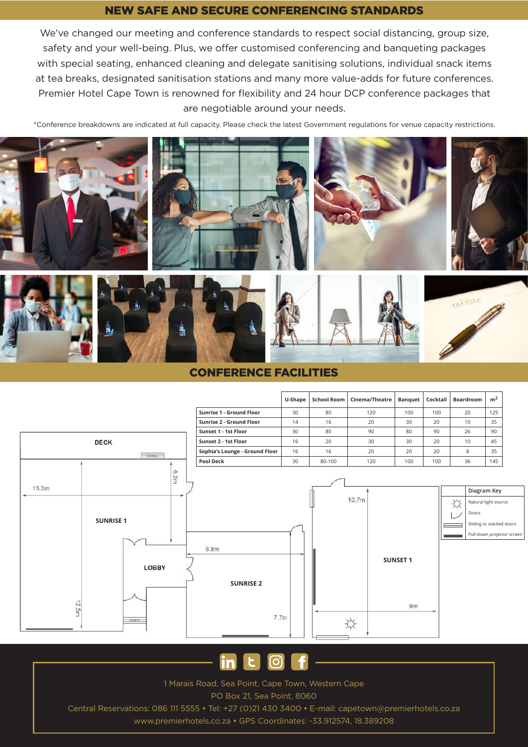## NEW SAFE AND SECURE CONFERENCING STANDARDS

We've changed our meeting and conference standards to respect social distancing, group size, safety and your well-being. Plus, we offer customised conferencing and banqueting packages with special seating, enhanced cleaning and delegate sanitising solutions, individual snack items at tea breaks, designated sanitisation stations and many more value-adds for future conferences. Premier Hotel Cape Town is renowned for flexibility and 24 hour DCP conference packages that are negotiable around your needs.

*Conference breakdowns are indicated at full capacity. Please check the latest Government regulations for venue capacity restrictions.

## CONFERENCE FACILITIES

| | U-Shape | School Room | Cinema/Theatre | Banquet | Cocktail | Boardroom | $m^2$ |
|---|---|---|---|---|---|---|---|
| **Sunrise 1 - Ground Floor** | 30 | 80 | 120 | 100 | 100 | 20 | 125 |
| **Sunrise 2 - Ground Floor** | 14 | 16 | 20 | 30 | 20 | 10 | 35 |
| **Sunset 1 - 1st Floor** | 30 | 80 | 90 | 80 | 90 | 26 | 90 |
| **Sunset 2 - 1st Floor** | 16 | 20 | 30 | 30 | 20 | 10 | 45 |
| **Sophia's Lounge - Ground Floor** | 16 | 16 | 20 | 20 | 20 | 8 | 35 |
| **Pool Deck** | 30 | 80-100 | 120 | 100 | 100 | 36 | 145 |

DECK

stairs

6.2m

15.3m

SUNRISE 1

LOBBY

12.5m

stairs

8.8m

SUNRISE 2

7.7m

10.7m

SUNSET 1

9m

Diagram Key

Natural light source

Doors

Sliding or stacked doors

Pull-down projector screen

1 Marais Road, Sea Point, Cape Town, Western Cape

PO Box 21, Sea Point, 8060

Central Reservations: 086 111 5555 • Tel: +27 (0)21 430 3400 • E-mail: capetown@premierhotels.co.za

www.premierhotels.co.za • GPS Coordinates: -33.912574, 18.389208